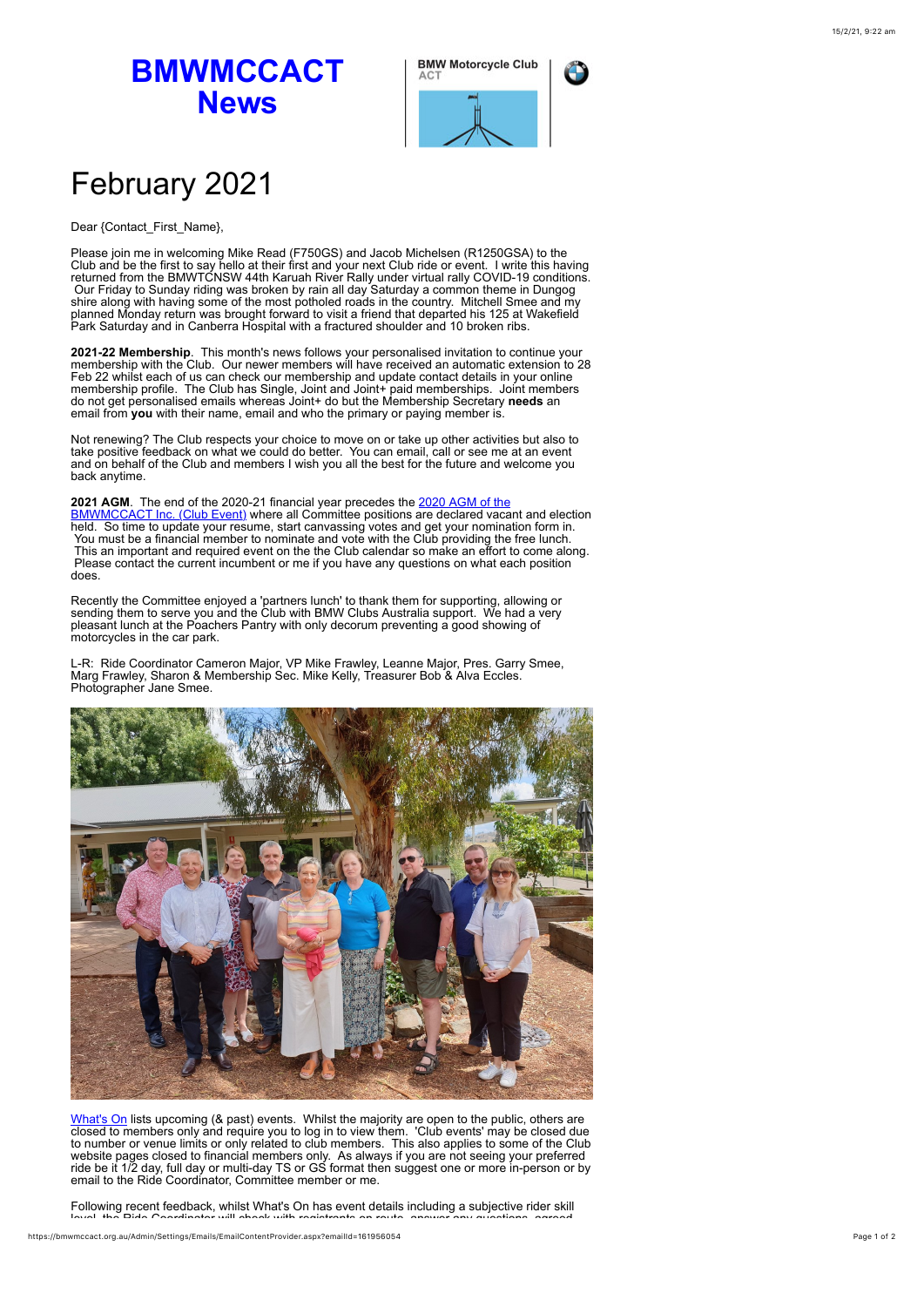# BMWMCCACT News

BMW Motorcycle Club ACT

# February 2021

Dear {Contact_First_Name},

Please join me in welcoming Mike Read (F750GS) and Jacob Michelsen (R1250GSA) to the Club and be the first to say hello at their first and your next Club ride or event. I write this having returned from the BMWTCNSW 44th Karuah River Rally under virtual rally COVID-19 conditions. Our Friday to Sunday riding was broken by rain all day Saturday a common theme in Dungog shire along with having some of the most potholed roads in the country. Mitchell Smee and my planned Monday return was brought forward to visit a friend that departed his 125 at Wakefield Park Saturday and in Canberra Hospital with a fractured shoulder and 10 broken ribs.

**2021-22 Membership**. This month's news follows your personalised invitation to continue your membership with the Club. Our newer members will have received an automatic extension to 28 Feb 22 whilst each of us can check our membership and update contact details in your online membership profile. The Club has Single, Joint and Joint+ paid memberships. Joint members do not get personalised emails whereas Joint+ do but the Membership Secretary **needs** an email from **you** with their name, email and who the primary or paying member is.

Not renewing? The Club respects your choice to move on or take up other activities but also to take positive feedback on what we could do better. You can email, call or see me at an event and on behalf of the Club and members I wish you all the best for the future and welcome you back anytime.

**2021 AGM**. The end of the 2020-21 financial year precedes the [2020 AGM of the BMWMCCACT Inc. (Club Event)] where all Committee positions are declared vacant and election held. So time to update your resume, start canvassing votes and get your nomination form in. You must be a financial member to nominate and vote with the Club providing the free lunch. This an important and required event on the the Club calendar so make an effort to come along. Please contact the current incumbent or me if you have any questions on what each position does.

Recently the Committee enjoyed a 'partners lunch' to thank them for supporting, allowing or sending them to serve you and the Club with BMW Clubs Australia support. We had a very pleasant lunch at the Poachers Pantry with only decorum preventing a good showing of motorcycles in the car park.

L-R: Ride Coordinator Cameron Major, VP Mike Frawley, Leanne Major, Pres. Garry Smee, Marg Frawley, Sharon & Membership Sec. Mike Kelly, Treasurer Bob & Alva Eccles. Photographer Jane Smee.

[What's On] lists upcoming (& past) events. Whilst the majority are open to the public, others are closed to members only and require you to log in to view them. 'Club events' may be closed due to number or venue limits or only related to club members. This also applies to some of the Club website pages closed to financial members only. As always if you are not seeing your preferred ride be it 1/2 day, full day or multi-day TS or GS format then suggest one or more in-person or by email to the Ride Coordinator, Committee member or me.

Following recent feedback, whilst What's On has event details including a subjective rider skill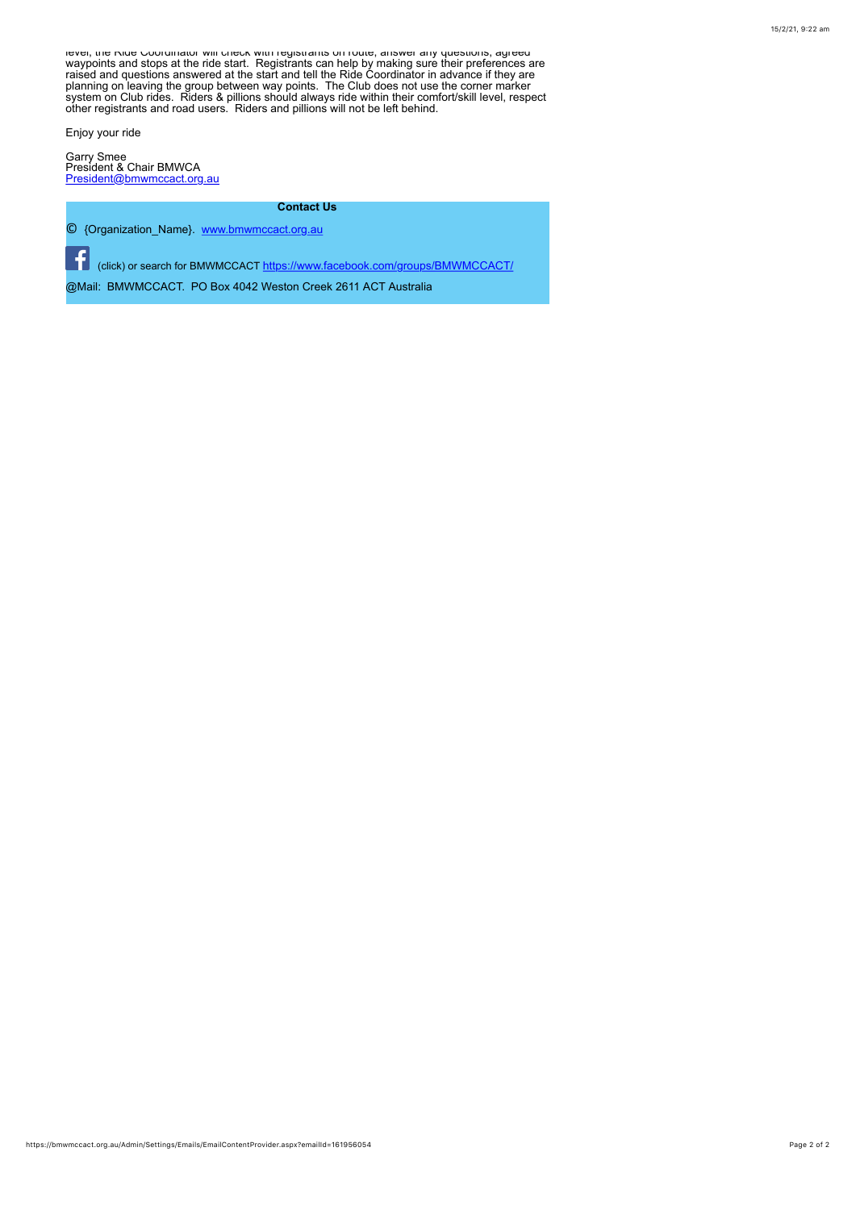level, the Ride Coordinator will check with registrants on route, answer any questions, agreed waypoints and stops at the ride start. Registrants can help by making sure their preferences are raised and questions answered at the start and tell the Ride Coordinator in advance if they are planning on leaving the group between way points. The Club does not use the corner marker system on Club rides. Riders & pillions should always ride within their comfort/skill level, respect other registrants and road users. Riders and pillions will not be left behind.

Enjoy your ride

Garry Smee
President & Chair BMWCA
President@bmwmccact.org.au

**Contact Us**

© {Organization_Name}. www.bmwmccact.org.au

(click) or search for BMWMCCACT https://www.facebook.com/groups/BMWMCCACT/

@Mail: BMWMCCACT. PO Box 4042 Weston Creek 2611 ACT Australia